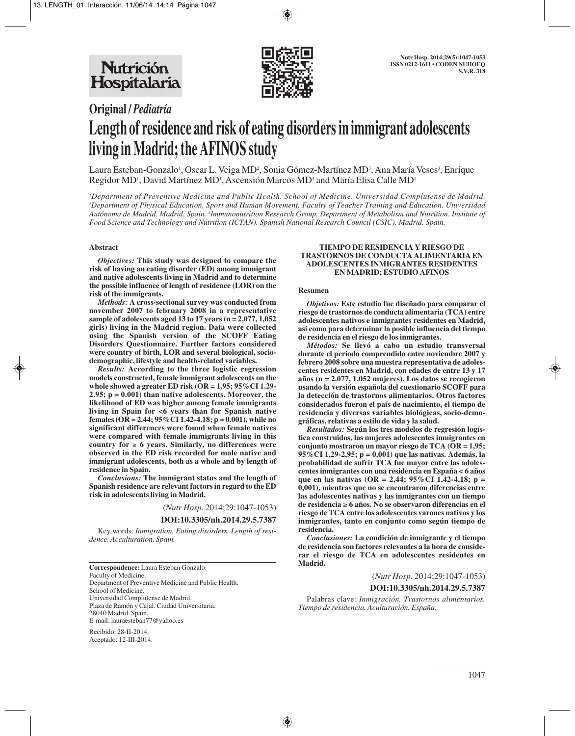**Original / *Pediatría***

# Length of residence and risk of eating disorders in immigrant adolescents living in Madrid; the AFINOS study

Laura Esteban-Gonzalo[1], Oscar L. Veiga MD[2], Sonia Gómez-Martínez MD[3], Ana María Veses[3], Enrique Regidor MD[1], David Martínez MD[1], Ascensión Marcos MD[3] and María Elisa Calle MD[1]

*[1]Department of Preventive Medicine and Public Health. School of Medicine. Universidad Complutense de Madrid. [2]Department of Physical Education, Sport and Human Movement. Faculty of Teacher Training and Education. Universidad Autónoma de Madrid. Madrid. Spain. [3]Immunonutrition Research Group. Department of Metabolism and Nutrition. Institute of Food Science and Technology and Nutrition (ICTAN). Spanish National Research Council (CSIC). Madrid. Spain.*

## Abstract

***Objectives:*** **This study was designed to compare the risk of having an eating disorder (ED) among immigrant and native adolescents living in Madrid and to determine the possible influence of length of residence (LOR) on the risk of the immigrants.**

***Methods:*** **A cross-sectional survey was conducted from november 2007 to february 2008 in a representative sample of adolescents aged 13 to 17 years (n = 2,077, 1,052 girls) living in the Madrid region. Data were collected using the Spanish version of the SCOFF Eating Disorders Questionnaire. Further factors considered were country of birth, LOR and several biological, socio-demographic, lifestyle and health-related variables.**

***Results:*** **According to the three logistic regression models constructed, female immigrant adolescents on the whole showed a greater ED risk (OR = 1.95; 95%CI 1.29-2.95; p = 0.001) than native adolescents. Moreover, the likelihood of ED was higher among female immigrants living in Spain for <6 years than for Spanish native females (OR = 2.44; 95%CI 1.42-4.18; p = 0.001), while no significant differences were found when female natives were compared with female immigrants living in this country for ≥ 6 years. Similarly, no differences were observed in the ED risk recorded for male native and immigrant adolescents, both as a whole and by length of residence in Spain.**

***Conclusions:*** **The immigrant status and the length of Spanish residence are relevant factors in regard to the ED risk in adolescents living in Madrid.**

(*Nutr Hosp.* 2014;29:1047-1053)

**DOI:10.3305/nh.2014.29.5.7387**

Key words: *Immigration. Eating disorders. Length of residence. Acculturation. Spain.*

**Correspondence:** Laura Esteban Gonzalo.
Faculty of Medicine.
Department of Preventive Medicine and Public Health.
School of Medicine.
Universidad Complutense de Madrid.
Plaza de Ramón y Cajal. Ciudad Universitaria.
28040 Madrid. Spain.
E-mail: lauraesteban77@yahoo.es

Recibido: 28-II-2014.
Aceptado: 12-III-2014.

### TIEMPO DE RESIDENCIA Y RIESGO DE TRASTORNOS DE CONDUCTA ALIMENTARIA EN ADOLESCENTES INMIGRANTES RESIDENTES EN MADRID; ESTUDIO AFINOS

## Resumen

***Objetivos:*** **Este estudio fue diseñado para comparar el riesgo de trastornos de conducta alimentaria (TCA) entre adolescentes nativos e inmigrantes residentes en Madrid, así como para determinar la posible influencia del tiempo de residencia en el riesgo de los inmigrantes.**

***Métodos:*** **Se llevó a cabo un estudio transversal durante el periodo comprendido entre noviembre 2007 y febrero 2008 sobre una muestra representativa de adolescentes residentes en Madrid, con edades de entre 13 y 17 años (n = 2.077, 1.052 mujeres). Los datos se recogieron usando la versión española del cuestionario SCOFF para la detección de trastornos alimentarios. Otros factores considerados fueron el país de nacimiento, el tiempo de residencia y diversas variables biológicas, socio-demográficas, relativas a estilo de vida y la salud.**

***Resultados:*** **Según los tres modelos de regresión logística construidos, las mujeres adolescentes inmigrantes en conjunto mostraron un mayor riesgo de TCA (OR = 1,95; 95%CI 1,29-2,95; p = 0,001) que las nativas. Además, la probabilidad de sufrir TCA fue mayor entre las adolescentes inmigrantes con una residencia en España < 6 años que en las nativas (OR = 2,44; 95%CI 1,42-4,18; p = 0,001), mientras que no se encontraron diferencias entre las adolescentes nativas y las inmigrantes con un tiempo de residencia ≥ 6 años. No se observaron diferencias en el riesgo de TCA entre los adolescentes varones nativos y los inmigrantes, tanto en conjunto como según tiempo de residencia.**

***Conclusiones:*** **La condición de inmigrante y el tiempo de residencia son factores relevantes a la hora de considerar el riesgo de TCA en adolescentes residentes en Madrid.**

(*Nutr Hosp.* 2014;29:1047-1053)

**DOI:10.3305/nh.2014.29.5.7387**

Palabras clave: *Inmigración. Trastornos alimentarios. Tiempo de residencia. Aculturación. España.*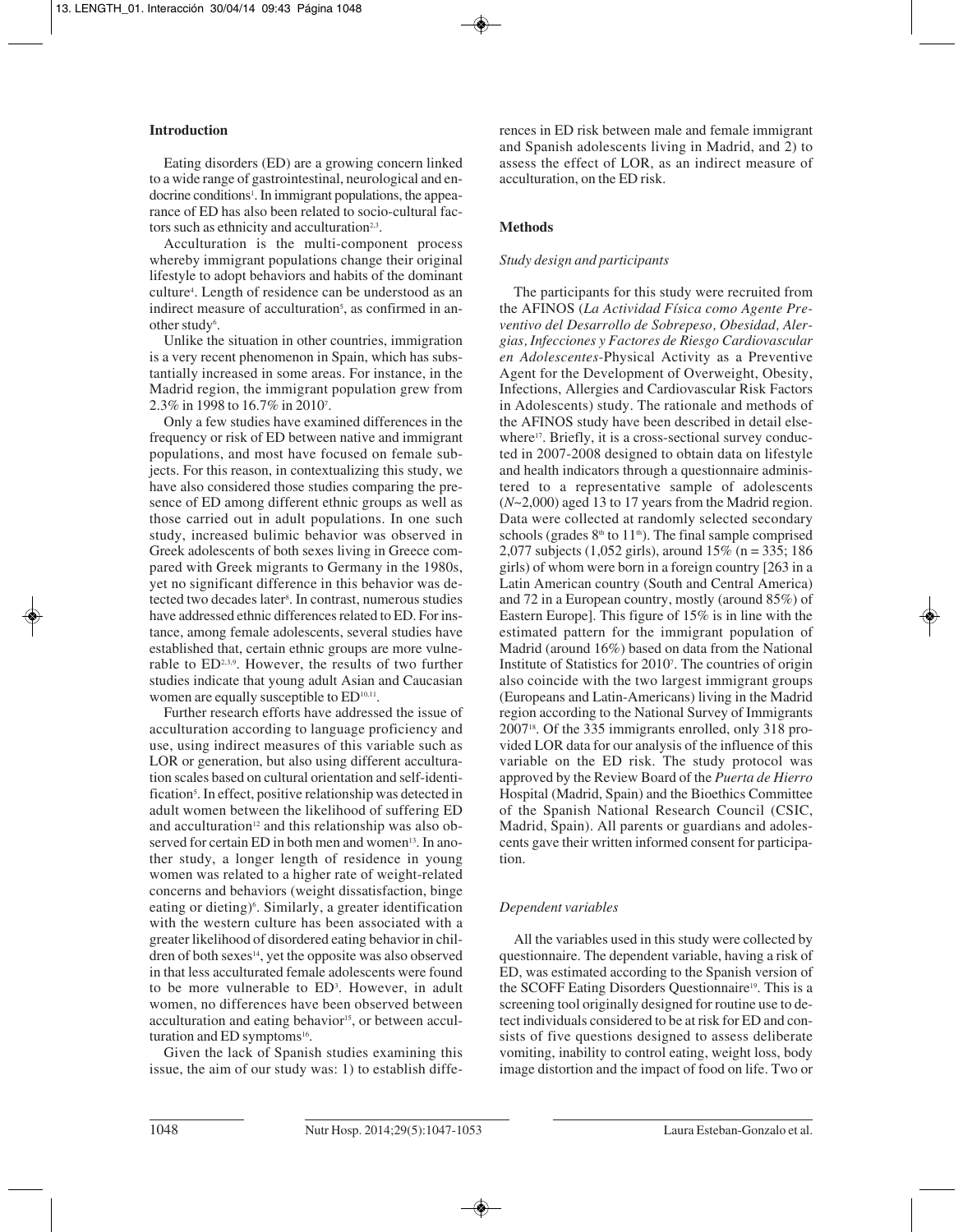## Introduction

Eating disorders (ED) are a growing concern linked to a wide range of gastrointestinal, neurological and endocrine conditions[1]. In immigrant populations, the appearance of ED has also been related to socio-cultural factors such as ethnicity and acculturation[2,3].

Acculturation is the multi-component process whereby immigrant populations change their original lifestyle to adopt behaviors and habits of the dominant culture[4]. Length of residence can be understood as an indirect measure of acculturation[5], as confirmed in another study[6].

Unlike the situation in other countries, immigration is a very recent phenomenon in Spain, which has substantially increased in some areas. For instance, in the Madrid region, the immigrant population grew from 2.3% in 1998 to 16.7% in 2010[7].

Only a few studies have examined differences in the frequency or risk of ED between native and immigrant populations, and most have focused on female subjects. For this reason, in contextualizing this study, we have also considered those studies comparing the presence of ED among different ethnic groups as well as those carried out in adult populations. In one such study, increased bulimic behavior was observed in Greek adolescents of both sexes living in Greece compared with Greek migrants to Germany in the 1980s, yet no significant difference in this behavior was detected two decades later[8]. In contrast, numerous studies have addressed ethnic differences related to ED. For instance, among female adolescents, several studies have established that, certain ethnic groups are more vulnerable to ED[2,3,9]. However, the results of two further studies indicate that young adult Asian and Caucasian women are equally susceptible to ED[10,11].

Further research efforts have addressed the issue of acculturation according to language proficiency and use, using indirect measures of this variable such as LOR or generation, but also using different acculturation scales based on cultural orientation and self-identification[5]. In effect, positive relationship was detected in adult women between the likelihood of suffering ED and acculturation[12] and this relationship was also observed for certain ED in both men and women[13]. In another study, a longer length of residence in young women was related to a higher rate of weight-related concerns and behaviors (weight dissatisfaction, binge eating or dieting)[6]. Similarly, a greater identification with the western culture has been associated with a greater likelihood of disordered eating behavior in children of both sexes[14], yet the opposite was also observed in that less acculturated female adolescents were found to be more vulnerable to ED[3]. However, in adult women, no differences have been observed between acculturation and eating behavior[15], or between acculturation and ED symptoms[16].

Given the lack of Spanish studies examining this issue, the aim of our study was: 1) to establish differences in ED risk between male and female immigrant and Spanish adolescents living in Madrid, and 2) to assess the effect of LOR, as an indirect measure of acculturation, on the ED risk.

## Methods

### *Study design and participants*

The participants for this study were recruited from the AFINOS (*La Actividad Física como Agente Preventivo del Desarrollo de Sobrepeso, Obesidad, Alergias, Infecciones y Factores de Riesgo Cardiovascular en Adolescentes*-Physical Activity as a Preventive Agent for the Development of Overweight, Obesity, Infections, Allergies and Cardiovascular Risk Factors in Adolescents) study. The rationale and methods of the AFINOS study have been described in detail elsewhere[17]. Briefly, it is a cross-sectional survey conducted in 2007-2008 designed to obtain data on lifestyle and health indicators through a questionnaire administered to a representative sample of adolescents (*N*~2,000) aged 13 to 17 years from the Madrid region. Data were collected at randomly selected secondary schools (grades 8th to 11th). The final sample comprised 2,077 subjects (1,052 girls), around 15% (n = 335; 186 girls) of whom were born in a foreign country [263 in a Latin American country (South and Central America) and 72 in a European country, mostly (around 85%) of Eastern Europe]. This figure of 15% is in line with the estimated pattern for the immigrant population of Madrid (around 16%) based on data from the National Institute of Statistics for 2010[7]. The countries of origin also coincide with the two largest immigrant groups (Europeans and Latin-Americans) living in the Madrid region according to the National Survey of Immigrants 2007[18]. Of the 335 immigrants enrolled, only 318 provided LOR data for our analysis of the influence of this variable on the ED risk. The study protocol was approved by the Review Board of the *Puerta de Hierro* Hospital (Madrid, Spain) and the Bioethics Committee of the Spanish National Research Council (CSIC, Madrid, Spain). All parents or guardians and adolescents gave their written informed consent for participation.

### *Dependent variables*

All the variables used in this study were collected by questionnaire. The dependent variable, having a risk of ED, was estimated according to the Spanish version of the SCOFF Eating Disorders Questionnaire[19]. This is a screening tool originally designed for routine use to detect individuals considered to be at risk for ED and consists of five questions designed to assess deliberate vomiting, inability to control eating, weight loss, body image distortion and the impact of food on life. Two or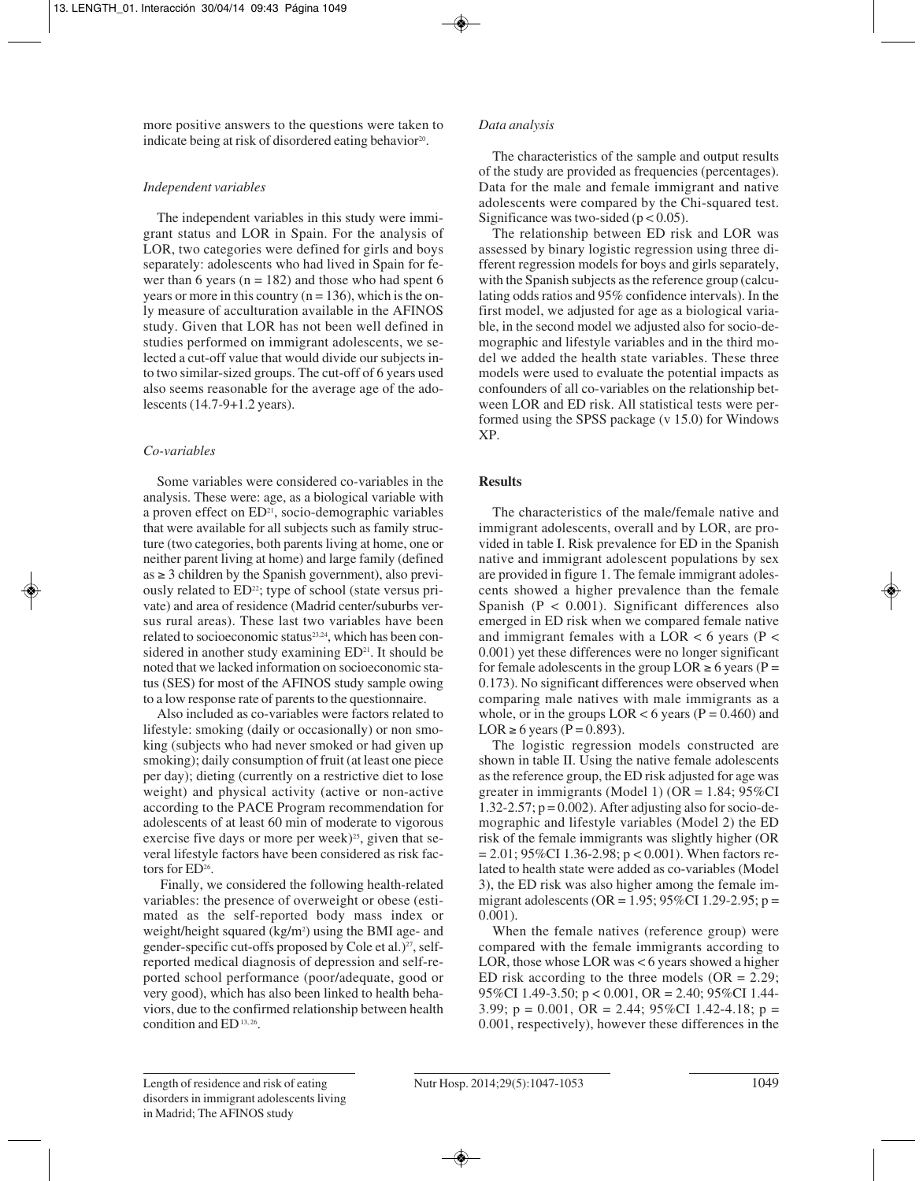more positive answers to the questions were taken to indicate being at risk of disordered eating behavior[20].

### *Independent variables*

The independent variables in this study were immigrant status and LOR in Spain. For the analysis of LOR, two categories were defined for girls and boys separately: adolescents who had lived in Spain for fewer than 6 years (n = 182) and those who had spent 6 years or more in this country (n = 136), which is the only measure of acculturation available in the AFINOS study. Given that LOR has not been well defined in studies performed on immigrant adolescents, we selected a cut-off value that would divide our subjects into two similar-sized groups. The cut-off of 6 years used also seems reasonable for the average age of the adolescents (14.7-9+1.2 years).

### *Co-variables*

Some variables were considered co-variables in the analysis. These were: age, as a biological variable with a proven effect on ED[21], socio-demographic variables that were available for all subjects such as family structure (two categories, both parents living at home, one or neither parent living at home) and large family (defined as ≥ 3 children by the Spanish government), also previously related to ED[22]; type of school (state versus private) and area of residence (Madrid center/suburbs versus rural areas). These last two variables have been related to socioeconomic status[23,24], which has been considered in another study examining ED[21]. It should be noted that we lacked information on socioeconomic status (SES) for most of the AFINOS study sample owing to a low response rate of parents to the questionnaire.

Also included as co-variables were factors related to lifestyle: smoking (daily or occasionally) or non smoking (subjects who had never smoked or had given up smoking); daily consumption of fruit (at least one piece per day); dieting (currently on a restrictive diet to lose weight) and physical activity (active or non-active according to the PACE Program recommendation for adolescents of at least 60 min of moderate to vigorous exercise five days or more per week)[25], given that several lifestyle factors have been considered as risk factors for ED[26].

Finally, we considered the following health-related variables: the presence of overweight or obese (estimated as the self-reported body mass index or weight/height squared (kg/m$^2$) using the BMI age- and gender-specific cut-offs proposed by Cole et al.)[27], self-reported medical diagnosis of depression and self-reported school performance (poor/adequate, good or very good), which has also been linked to health behaviors, due to the confirmed relationship between health condition and ED[13, 26].

### *Data analysis*

The characteristics of the sample and output results of the study are provided as frequencies (percentages). Data for the male and female immigrant and native adolescents were compared by the Chi-squared test. Significance was two-sided ($p < 0.05$).

The relationship between ED risk and LOR was assessed by binary logistic regression using three different regression models for boys and girls separately, with the Spanish subjects as the reference group (calculating odds ratios and 95% confidence intervals). In the first model, we adjusted for age as a biological variable, in the second model we adjusted also for socio-demographic and lifestyle variables and in the third model we added the health state variables. These three models were used to evaluate the potential impacts as confounders of all co-variables on the relationship between LOR and ED risk. All statistical tests were performed using the SPSS package (v 15.0) for Windows XP.

## **Results**

The characteristics of the male/female native and immigrant adolescents, overall and by LOR, are provided in table I. Risk prevalence for ED in the Spanish native and immigrant adolescent populations by sex are provided in figure 1. The female immigrant adolescents showed a higher prevalence than the female Spanish ($P < 0.001$). Significant differences also emerged in ED risk when we compared female native and immigrant females with a LOR < 6 years ($P < 0.001$) yet these differences were no longer significant for female adolescents in the group LOR ≥ 6 years ($P = 0.173$). No significant differences were observed when comparing male natives with male immigrants as a whole, or in the groups LOR < 6 years ($P = 0.460$) and LOR ≥ 6 years ($P = 0.893$).

The logistic regression models constructed are shown in table II. Using the native female adolescents as the reference group, the ED risk adjusted for age was greater in immigrants (Model 1) (OR = 1.84; 95%CI 1.32-2.57; $p = 0.002$). After adjusting also for socio-demographic and lifestyle variables (Model 2) the ED risk of the female immigrants was slightly higher (OR = 2.01; 95%CI 1.36-2.98; $p < 0.001$). When factors related to health state were added as co-variables (Model 3), the ED risk was also higher among the female immigrant adolescents (OR = 1.95; 95%CI 1.29-2.95; $p = 0.001$).

When the female natives (reference group) were compared with the female immigrants according to LOR, those whose LOR was < 6 years showed a higher ED risk according to the three models (OR = 2.29; 95%CI 1.49-3.50; $p < 0.001$, OR = 2.40; 95%CI 1.44-3.99; $p = 0.001$, OR = 2.44; 95%CI 1.42-4.18; $p = 0.001$, respectively), however these differences in the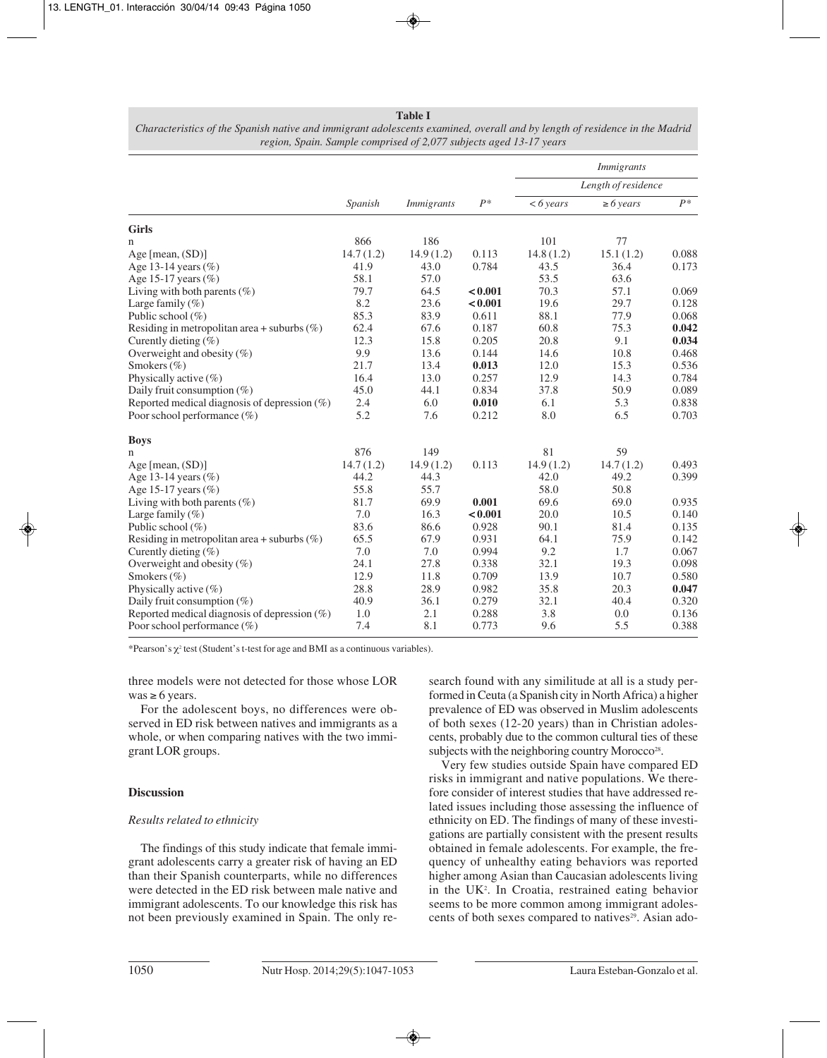**Table I**

*Characteristics of the Spanish native and immigrant adolescents examined, overall and by length of residence in the Madrid region, Spain. Sample comprised of 2,077 subjects aged 13-17 years*

| | | | | *Immigrants* | | |
|---|---|---|---|---|---|---|
| | | | | *Length of residence* | | |
| | *Spanish* | *Immigrants* | *P\** | *< 6 years* | *≥ 6 years* | *P\** |
| **Girls** | | | | | | |
| n | 866 | 186 | | 101 | 77 | |
| Age [mean, (SD)] | 14.7 (1.2) | 14.9 (1.2) | 0.113 | 14.8 (1.2) | 15.1 (1.2) | 0.088 |
| Age 13-14 years (%) | 41.9 | 43.0 | 0.784 | 43.5 | 36.4 | 0.173 |
| Age 15-17 years (%) | 58.1 | 57.0 | | 53.5 | 63.6 | |
| Living with both parents (%) | 79.7 | 64.5 | **< 0.001** | 70.3 | 57.1 | 0.069 |
| Large family (%) | 8.2 | 23.6 | **< 0.001** | 19.6 | 29.7 | 0.128 |
| Public school (%) | 85.3 | 83.9 | 0.611 | 88.1 | 77.9 | 0.068 |
| Residing in metropolitan area + suburbs (%) | 62.4 | 67.6 | 0.187 | 60.8 | 75.3 | **0.042** |
| Curently dieting (%) | 12.3 | 15.8 | 0.205 | 20.8 | 9.1 | **0.034** |
| Overweight and obesity (%) | 9.9 | 13.6 | 0.144 | 14.6 | 10.8 | 0.468 |
| Smokers (%) | 21.7 | 13.4 | **0.013** | 12.0 | 15.3 | 0.536 |
| Physically active (%) | 16.4 | 13.0 | 0.257 | 12.9 | 14.3 | 0.784 |
| Daily fruit consumption (%) | 45.0 | 44.1 | 0.834 | 37.8 | 50.9 | 0.089 |
| Reported medical diagnosis of depression (%) | 2.4 | 6.0 | **0.010** | 6.1 | 5.3 | 0.838 |
| Poor school performance (%) | 5.2 | 7.6 | 0.212 | 8.0 | 6.5 | 0.703 |
| **Boys** | | | | | | |
| n | 876 | 149 | | 81 | 59 | |
| Age [mean, (SD)] | 14.7 (1.2) | 14.9 (1.2) | 0.113 | 14.9 (1.2) | 14.7 (1.2) | 0.493 |
| Age 13-14 years (%) | 44.2 | 44.3 | | 42.0 | 49.2 | 0.399 |
| Age 15-17 years (%) | 55.8 | 55.7 | | 58.0 | 50.8 | |
| Living with both parents (%) | 81.7 | 69.9 | **0.001** | 69.6 | 69.0 | 0.935 |
| Large family (%) | 7.0 | 16.3 | **< 0.001** | 20.0 | 10.5 | 0.140 |
| Public school (%) | 83.6 | 86.6 | 0.928 | 90.1 | 81.4 | 0.135 |
| Residing in metropolitan area + suburbs (%) | 65.5 | 67.9 | 0.931 | 64.1 | 75.9 | 0.142 |
| Curently dieting (%) | 7.0 | 7.0 | 0.994 | 9.2 | 1.7 | 0.067 |
| Overweight and obesity (%) | 24.1 | 27.8 | 0.338 | 32.1 | 19.3 | 0.098 |
| Smokers (%) | 12.9 | 11.8 | 0.709 | 13.9 | 10.7 | 0.580 |
| Physically active (%) | 28.8 | 28.9 | 0.982 | 35.8 | 20.3 | **0.047** |
| Daily fruit consumption (%) | 40.9 | 36.1 | 0.279 | 32.1 | 40.4 | 0.320 |
| Reported medical diagnosis of depression (%) | 1.0 | 2.1 | 0.288 | 3.8 | 0.0 | 0.136 |
| Poor school performance (%) | 7.4 | 8.1 | 0.773 | 9.6 | 5.5 | 0.388 |

\*Pearson's $\chi^2$ test (Student's t-test for age and BMI as a continuous variables).

three models were not detected for those whose LOR was ≥ 6 years.

For the adolescent boys, no differences were observed in ED risk between natives and immigrants as a whole, or when comparing natives with the two immigrant LOR groups.

## Discussion

### *Results related to ethnicity*

The findings of this study indicate that female immigrant adolescents carry a greater risk of having an ED than their Spanish counterparts, while no differences were detected in the ED risk between male native and immigrant adolescents. To our knowledge this risk has not been previously examined in Spain. The only research found with any similitude at all is a study performed in Ceuta (a Spanish city in North Africa) a higher prevalence of ED was observed in Muslim adolescents of both sexes (12-20 years) than in Christian adolescents, probably due to the common cultural ties of these subjects with the neighboring country Morocco[28].

Very few studies outside Spain have compared ED risks in immigrant and native populations. We therefore consider of interest studies that have addressed related issues including those assessing the influence of ethnicity on ED. The findings of many of these investigations are partially consistent with the present results obtained in female adolescents. For example, the frequency of unhealthy eating behaviors was reported higher among Asian than Caucasian adolescents living in the UK[2]. In Croatia, restrained eating behavior seems to be more common among immigrant adolescents of both sexes compared to natives[29]. Asian ado-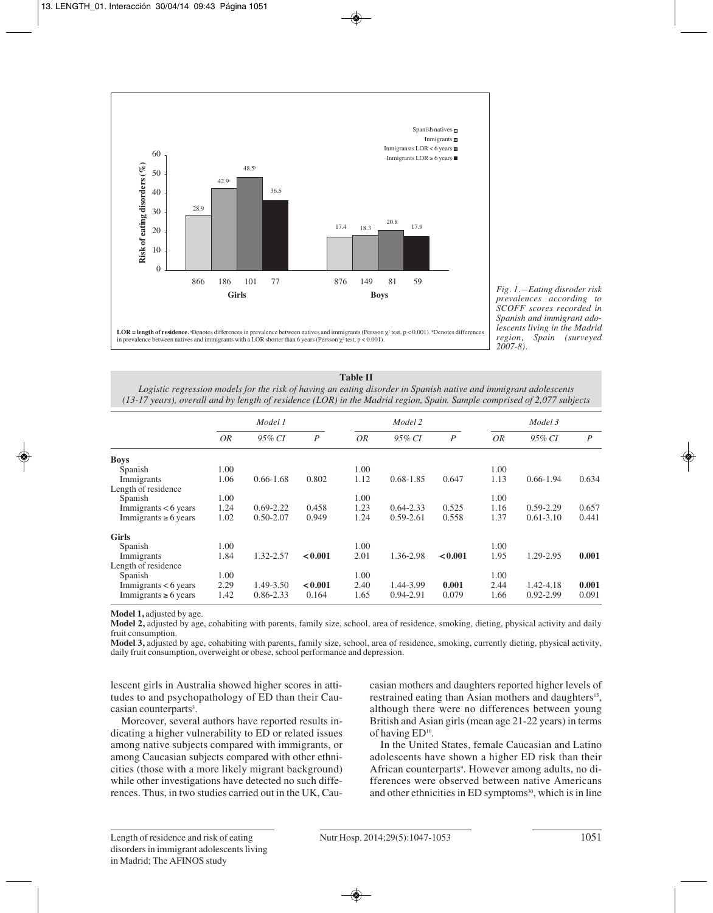**LOR = length of residence.** [a]Denotes differences in prevalence between natives and immigrants (Persson $\chi^2$ test, $p < 0.001$). [b]Denotes differences in prevalence between natives and immigrants with a LOR shorter than 6 years (Persson $\chi^2$ test, $p < 0.001$).

*Fig. 1.—Eating disroder risk prevalences according to SCOFF scores recorded in Spanish and immigrant adolescents living in the Madrid region, Spain (surveyed 2007-8).*

**Table II**

*Logistic regression models for the risk of having an eating disorder in Spanish native and immigrant adolescents (13-17 years), overall and by length of residence (LOR) in the Madrid region, Spain. Sample comprised of 2,077 subjects*

| | *Model 1* | | | *Model 2* | | | *Model 3* | | |
|---|---|---|---|---|---|---|---|---|---|
| | *OR* | *95% CI* | *P* | *OR* | *95% CI* | *P* | *OR* | *95% CI* | *P* |
| **Boys** | | | | | | | | | |
| Spanish | 1.00 | | | 1.00 | | | 1.00 | | |
| Immigrants | 1.06 | 0.66-1.68 | 0.802 | 1.12 | 0.68-1.85 | 0.647 | 1.13 | 0.66-1.94 | 0.634 |
| Length of residence | | | | | | | | | |
| Spanish | 1.00 | | | 1.00 | | | 1.00 | | |
| Immigrants < 6 years | 1.24 | 0.69-2.22 | 0.458 | 1.23 | 0.64-2.33 | 0.525 | 1.16 | 0.59-2.29 | 0.657 |
| Immigrants ≥ 6 years | 1.02 | 0.50-2.07 | 0.949 | 1.24 | 0.59-2.61 | 0.558 | 1.37 | 0.61-3.10 | 0.441 |
| **Girls** | | | | | | | | | |
| Spanish | 1.00 | | | 1.00 | | | 1.00 | | |
| Immigrants | 1.84 | 1.32-2.57 | **< 0.001** | 2.01 | 1.36-2.98 | **< 0.001** | 1.95 | 1.29-2.95 | **0.001** |
| Length of residence | | | | | | | | | |
| Spanish | 1.00 | | | 1.00 | | | 1.00 | | |
| Immigrants < 6 years | 2.29 | 1.49-3.50 | **< 0.001** | 2.40 | 1.44-3.99 | **0.001** | 2.44 | 1.42-4.18 | **0.001** |
| Immigrants ≥ 6 years | 1.42 | 0.86-2.33 | 0.164 | 1.65 | 0.94-2.91 | 0.079 | 1.66 | 0.92-2.99 | 0.091 |

**Model 1,** adjusted by age.
**Model 2,** adjusted by age, cohabiting with parents, family size, school, area of residence, smoking, dieting, physical activity and daily fruit consumption.
**Model 3,** adjusted by age, cohabiting with parents, family size, school, area of residence, smoking, currently dieting, physical activity, daily fruit consumption, overweight or obese, school performance and depression.

lescent girls in Australia showed higher scores in attitudes to and psychopathology of ED than their Caucasian counterparts[3].

Moreover, several authors have reported results indicating a higher vulnerability to ED or related issues among native subjects compared with immigrants, or among Caucasian subjects compared with other ethnicities (those with a more likely migrant background) while other investigations have detected no such differences. Thus, in two studies carried out in the UK, Caucasian mothers and daughters reported higher levels of restrained eating than Asian mothers and daughters[15], although there were no differences between young British and Asian girls (mean age 21-22 years) in terms of having ED[10].

In the United States, female Caucasian and Latino adolescents have shown a higher ED risk than their African counterparts[9]. However among adults, no differences were observed between native Americans and other ethnicities in ED symptoms[30], which is in line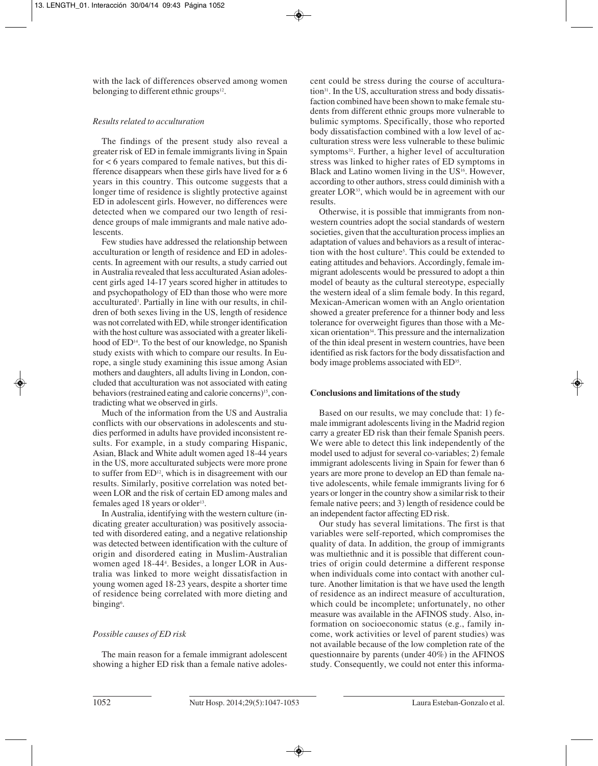with the lack of differences observed among women belonging to different ethnic groups[12].

*Results related to acculturation*

The findings of the present study also reveal a greater risk of ED in female immigrants living in Spain for < 6 years compared to female natives, but this difference disappears when these girls have lived for ≥ 6 years in this country. This outcome suggests that a longer time of residence is slightly protective against ED in adolescent girls. However, no differences were detected when we compared our two length of residence groups of male immigrants and male native adolescents.

Few studies have addressed the relationship between acculturation or length of residence and ED in adolescents. In agreement with our results, a study carried out in Australia revealed that less acculturated Asian adolescent girls aged 14-17 years scored higher in attitudes to and psychopathology of ED than those who were more acculturated[3]. Partially in line with our results, in children of both sexes living in the US, length of residence was not correlated with ED, while stronger identification with the host culture was associated with a greater likelihood of ED[14]. To the best of our knowledge, no Spanish study exists with which to compare our results. In Europe, a single study examining this issue among Asian mothers and daughters, all adults living in London, concluded that acculturation was not associated with eating behaviors (restrained eating and calorie concerns)[15], contradicting what we observed in girls.

Much of the information from the US and Australia conflicts with our observations in adolescents and studies performed in adults have provided inconsistent results. For example, in a study comparing Hispanic, Asian, Black and White adult women aged 18-44 years in the US, more acculturated subjects were more prone to suffer from ED[12], which is in disagreement with our results. Similarly, positive correlation was noted between LOR and the risk of certain ED among males and females aged 18 years or older[13].

In Australia, identifying with the western culture (indicating greater acculturation) was positively associated with disordered eating, and a negative relationship was detected between identification with the culture of origin and disordered eating in Muslim-Australian women aged 18-44[4]. Besides, a longer LOR in Australia was linked to more weight dissatisfaction in young women aged 18-23 years, despite a shorter time of residence being correlated with more dieting and binging[6].

*Possible causes of ED risk*

The main reason for a female immigrant adolescent showing a higher ED risk than a female native adolescent could be stress during the course of acculturation[31]. In the US, acculturation stress and body dissatisfaction combined have been shown to make female students from different ethnic groups more vulnerable to bulimic symptoms. Specifically, those who reported body dissatisfaction combined with a low level of acculturation stress were less vulnerable to these bulimic symptoms[32]. Further, a higher level of acculturation stress was linked to higher rates of ED symptoms in Black and Latino women living in the US[16]. However, according to other authors, stress could diminish with a greater LOR[33], which would be in agreement with our results.

Otherwise, it is possible that immigrants from non-western countries adopt the social standards of western societies, given that the acculturation process implies an adaptation of values and behaviors as a result of interaction with the host culture[5]. This could be extended to eating attitudes and behaviors. Accordingly, female immigrant adolescents would be pressured to adopt a thin model of beauty as the cultural stereotype, especially the western ideal of a slim female body. In this regard, Mexican-American women with an Anglo orientation showed a greater preference for a thinner body and less tolerance for overweight figures than those with a Mexican orientation[34]. This pressure and the internalization of the thin ideal present in western countries, have been identified as risk factors for the body dissatisfaction and body image problems associated with ED[35].

**Conclusions and limitations of the study**

Based on our results, we may conclude that: 1) female immigrant adolescents living in the Madrid region carry a greater ED risk than their female Spanish peers. We were able to detect this link independently of the model used to adjust for several co-variables; 2) female immigrant adolescents living in Spain for fewer than 6 years are more prone to develop an ED than female native adolescents, while female immigrants living for 6 years or longer in the country show a similar risk to their female native peers; and 3) length of residence could be an independent factor affecting ED risk.

Our study has several limitations. The first is that variables were self-reported, which compromises the quality of data. In addition, the group of immigrants was multiethnic and it is possible that different countries of origin could determine a different response when individuals come into contact with another culture. Another limitation is that we have used the length of residence as an indirect measure of acculturation, which could be incomplete; unfortunately, no other measure was available in the AFINOS study. Also, information on socioeconomic status (e.g., family income, work activities or level of parent studies) was not available because of the low completion rate of the questionnaire by parents (under 40%) in the AFINOS study. Consequently, we could not enter this informa-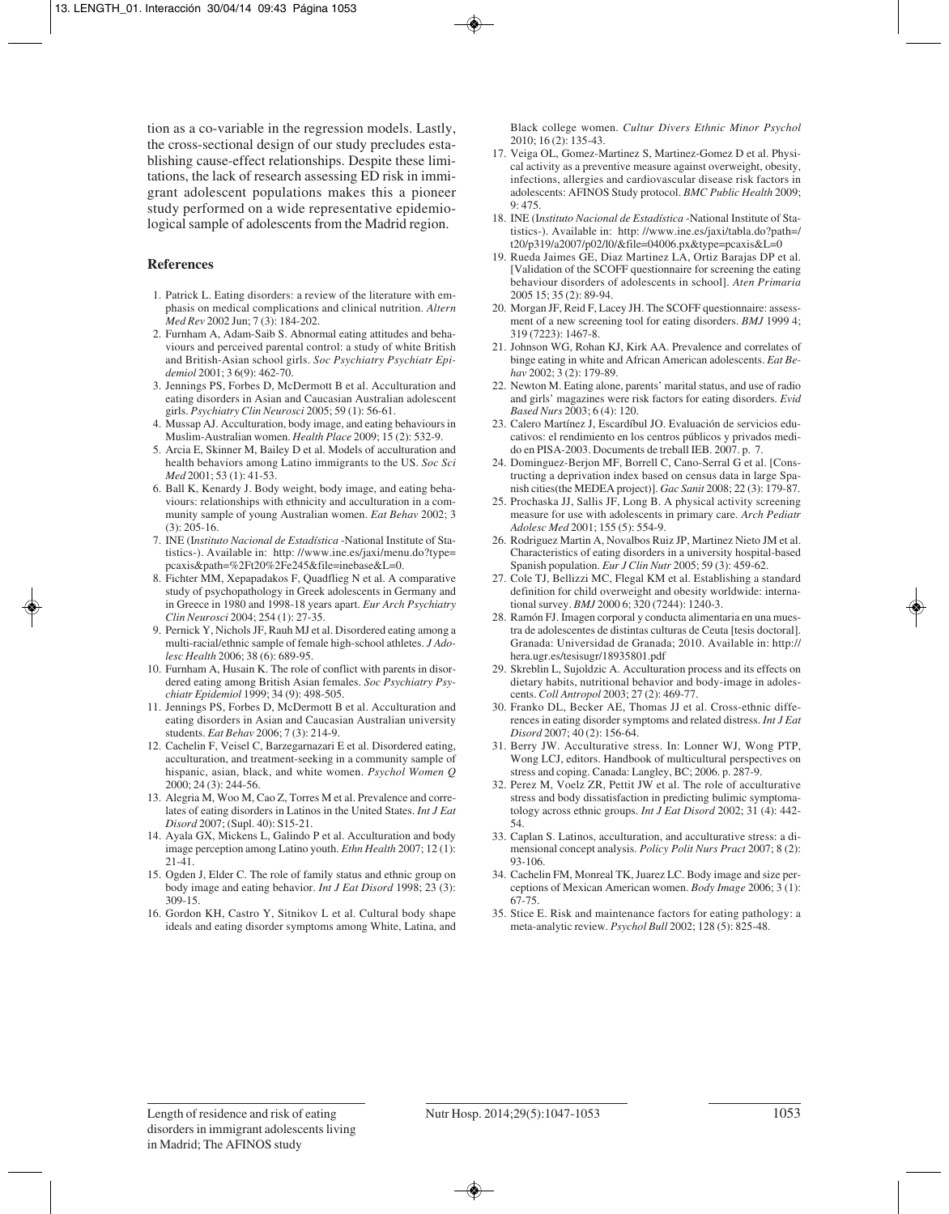tion as a co-variable in the regression models. Lastly, the cross-sectional design of our study precludes establishing cause-effect relationships. Despite these limitations, the lack of research assessing ED risk in immigrant adolescent populations makes this a pioneer study performed on a wide representative epidemiological sample of adolescents from the Madrid region.

## References

1. Patrick L. Eating disorders: a review of the literature with emphasis on medical complications and clinical nutrition. *Altern Med Rev* 2002 Jun; 7 (3): 184-202.
2. Furnham A, Adam-Saib S. Abnormal eating attitudes and behaviours and perceived parental control: a study of white British and British-Asian school girls. *Soc Psychiatry Psychiatr Epidemiol* 2001; 3 6(9): 462-70.
3. Jennings PS, Forbes D, McDermott B et al. Acculturation and eating disorders in Asian and Caucasian Australian adolescent girls. *Psychiatry Clin Neurosci* 2005; 59 (1): 56-61.
4. Mussap AJ. Acculturation, body image, and eating behaviours in Muslim-Australian women. *Health Place* 2009; 15 (2): 532-9.
5. Arcia E, Skinner M, Bailey D et al. Models of acculturation and health behaviors among Latino immigrants to the US. *Soc Sci Med* 2001; 53 (1): 41-53.
6. Ball K, Kenardy J. Body weight, body image, and eating behaviours: relationships with ethnicity and acculturation in a community sample of young Australian women. *Eat Behav* 2002; 3 (3): 205-16.
7. INE (I*nstituto Nacional de Estadística* -National Institute of Statistics-). Available in: http: //www.ine.es/jaxi/menu.do?type=pcaxis&path=%2Ft20%2Fe245&file=inebase&L=0.
8. Fichter MM, Xepapadakos F, Quadflieg N et al. A comparative study of psychopathology in Greek adolescents in Germany and in Greece in 1980 and 1998-18 years apart. *Eur Arch Psychiatry Clin Neurosci* 2004; 254 (1): 27-35.
9. Pernick Y, Nichols JF, Rauh MJ et al. Disordered eating among a multi-racial/ethnic sample of female high-school athletes. *J Adolesc Health* 2006; 38 (6): 689-95.
10. Furnham A, Husain K. The role of conflict with parents in disordered eating among British Asian females. *Soc Psychiatry Psychiatr Epidemiol* 1999; 34 (9): 498-505.
11. Jennings PS, Forbes D, McDermott B et al. Acculturation and eating disorders in Asian and Caucasian Australian university students. *Eat Behav* 2006; 7 (3): 214-9.
12. Cachelin F, Veisel C, Barzegarnazari E et al. Disordered eating, acculturation, and treatment-seeking in a community sample of hispanic, asian, black, and white women. *Psychol Women Q* 2000; 24 (3): 244-56.
13. Alegria M, Woo M, Cao Z, Torres M et al. Prevalence and correlates of eating disorders in Latinos in the United States. *Int J Eat Disord* 2007; (Supl. 40): S15-21.
14. Ayala GX, Mickens L, Galindo P et al. Acculturation and body image perception among Latino youth. *Ethn Health* 2007; 12 (1): 21-41.
15. Ogden J, Elder C. The role of family status and ethnic group on body image and eating behavior. *Int J Eat Disord* 1998; 23 (3): 309-15.
16. Gordon KH, Castro Y, Sitnikov L et al. Cultural body shape ideals and eating disorder symptoms among White, Latina, and Black college women. *Cultur Divers Ethnic Minor Psychol* 2010; 16 (2): 135-43.
17. Veiga OL, Gomez-Martinez S, Martinez-Gomez D et al. Physical activity as a preventive measure against overweight, obesity, infections, allergies and cardiovascular disease risk factors in adolescents: AFINOS Study protocol. *BMC Public Health* 2009; 9: 475.
18. INE (I*nstituto Nacional de Estadística* -National Institute of Statistics-). Available in: http: //www.ine.es/jaxi/tabla.do?path=/t20/p319/a2007/p02/l0/&file=04006.px&type=pcaxis&L=0
19. Rueda Jaimes GE, Diaz Martinez LA, Ortiz Barajas DP et al. [Validation of the SCOFF questionnaire for screening the eating behaviour disorders of adolescents in school]. *Aten Primaria* 2005 15; 35 (2): 89-94.
20. Morgan JF, Reid F, Lacey JH. The SCOFF questionnaire: assessment of a new screening tool for eating disorders. *BMJ* 1999 4; 319 (7223): 1467-8.
21. Johnson WG, Rohan KJ, Kirk AA. Prevalence and correlates of binge eating in white and African American adolescents. *Eat Behav* 2002; 3 (2): 179-89.
22. Newton M. Eating alone, parents' marital status, and use of radio and girls' magazines were risk factors for eating disorders. *Evid Based Nurs* 2003; 6 (4): 120.
23. Calero Martínez J, Escardíbul JO. Evaluación de servicios educativos: el rendimiento en los centros públicos y privados medido en PISA-2003. Documents de treball IEB. 2007. p. 7.
24. Dominguez-Berjon MF, Borrell C, Cano-Serral G et al. [Constructing a deprivation index based on census data in large Spanish cities(the MEDEA project)]. *Gac Sanit* 2008; 22 (3): 179-87.
25. Prochaska JJ, Sallis JF, Long B. A physical activity screening measure for use with adolescents in primary care. *Arch Pediatr Adolesc Med* 2001; 155 (5): 554-9.
26. Rodriguez Martin A, Novalbos Ruiz JP, Martinez Nieto JM et al. Characteristics of eating disorders in a university hospital-based Spanish population. *Eur J Clin Nutr* 2005; 59 (3): 459-62.
27. Cole TJ, Bellizzi MC, Flegal KM et al. Establishing a standard definition for child overweight and obesity worldwide: international survey. *BMJ* 2000 6; 320 (7244): 1240-3.
28. Ramón FJ. Imagen corporal y conducta alimentaria en una muestra de adolescentes de distintas culturas de Ceuta [tesis doctoral]. Granada: Universidad de Granada; 2010. Available in: http://hera.ugr.es/tesisugr/18935801.pdf
29. Skreblin L, Sujoldzic A. Acculturation process and its effects on dietary habits, nutritional behavior and body-image in adolescents. *Coll Antropol* 2003; 27 (2): 469-77.
30. Franko DL, Becker AE, Thomas JJ et al. Cross-ethnic differences in eating disorder symptoms and related distress. *Int J Eat Disord* 2007; 40 (2): 156-64.
31. Berry JW. Acculturative stress. In: Lonner WJ, Wong PTP, Wong LCJ, editors. Handbook of multicultural perspectives on stress and coping. Canada: Langley, BC; 2006. p. 287-9.
32. Perez M, Voelz ZR, Pettit JW et al. The role of acculturative stress and body dissatisfaction in predicting bulimic symptomatology across ethnic groups. *Int J Eat Disord* 2002; 31 (4): 442-54.
33. Caplan S. Latinos, acculturation, and acculturative stress: a dimensional concept analysis. *Policy Polit Nurs Pract* 2007; 8 (2): 93-106.
34. Cachelin FM, Monreal TK, Juarez LC. Body image and size perceptions of Mexican American women. *Body Image* 2006; 3 (1): 67-75.
35. Stice E. Risk and maintenance factors for eating pathology: a meta-analytic review. *Psychol Bull* 2002; 128 (5): 825-48.